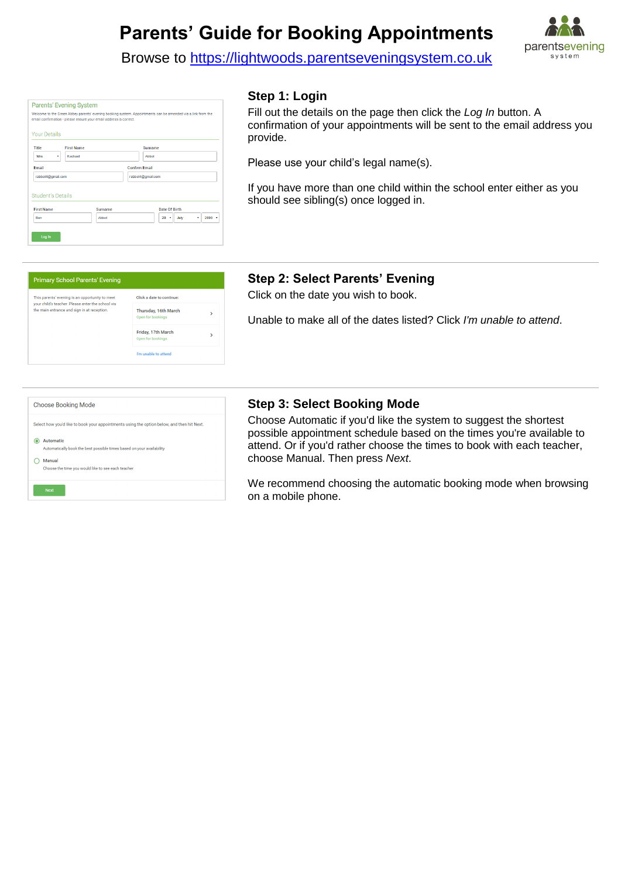# Parents' Guide for Booking Appointments

Browse to [https://lightwoods.parentseveningsystem.co.uk](https://lightwoods.parentseveningsystem.co.uk)

## Step 1: Login

Fill out the details on the page then click the *Log In* button. A confirmation of your appointments will be sent to the email address you provide.

Please use your child's legal name(s).

If you have more than one child within the school enter either as you should see sibling(s) once logged in.

## Step 2: Select Parents' Evening

Click on the date you wish to book.

Unable to make all of the dates listed? Click *I'm unable to attend*.

## Step 3: Select Booking Mode

Choose Automatic if you'd like the system to suggest the shortest possible appointment schedule based on the times you're available to attend. Or if you'd rather choose the times to book with each teacher, choose Manual. Then press *Next*.

We recommend choosing the automatic booking mode when browsing on a mobile phone.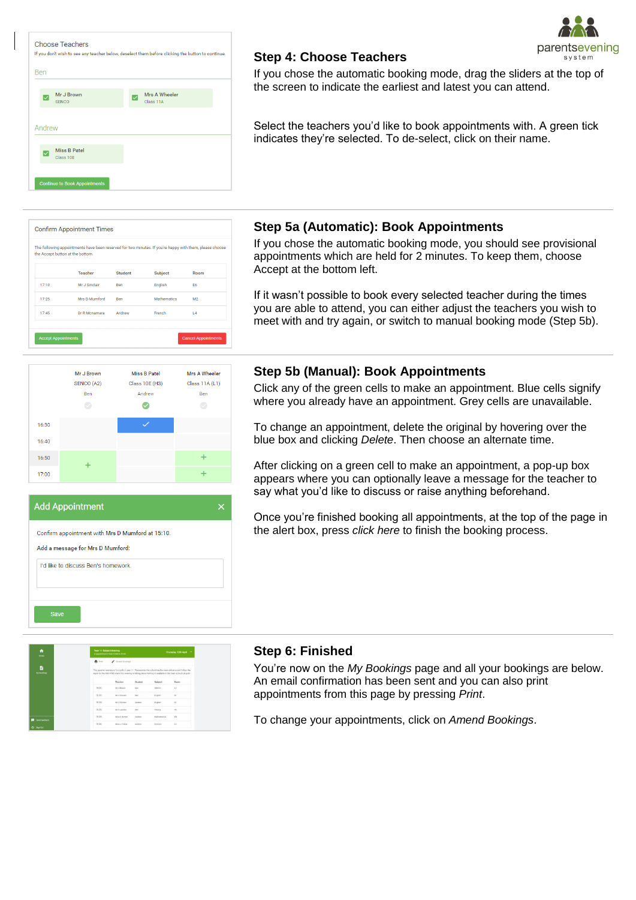## Step 4: Choose Teachers

If you chose the automatic booking mode, drag the sliders at the top of the screen to indicate the earliest and latest you can attend.

Select the teachers you'd like to book appointments with. A green tick indicates they're selected. To de-select, click on their name.

## Step 5a (Automatic): Book Appointments

If you chose the automatic booking mode, you should see provisional appointments which are held for 2 minutes. To keep them, choose Accept at the bottom left.

If it wasn't possible to book every selected teacher during the times you are able to attend, you can either adjust the teachers you wish to meet with and try again, or switch to manual booking mode (Step 5b).

## Step 5b (Manual): Book Appointments

Click any of the green cells to make an appointment. Blue cells signify where you already have an appointment. Grey cells are unavailable.

To change an appointment, delete the original by hovering over the blue box and clicking *Delete*. Then choose an alternate time.

After clicking on a green cell to make an appointment, a pop-up box appears where you can optionally leave a message for the teacher to say what you'd like to discuss or raise anything beforehand.

Once you're finished booking all appointments, at the top of the page in the alert box, press *click here* to finish the booking process.

## Step 6: Finished

You're now on the *My Bookings* page and all your bookings are below. An email confirmation has been sent and you can also print appointments from this page by pressing *Print*.

To change your appointments, click on *Amend Bookings*.